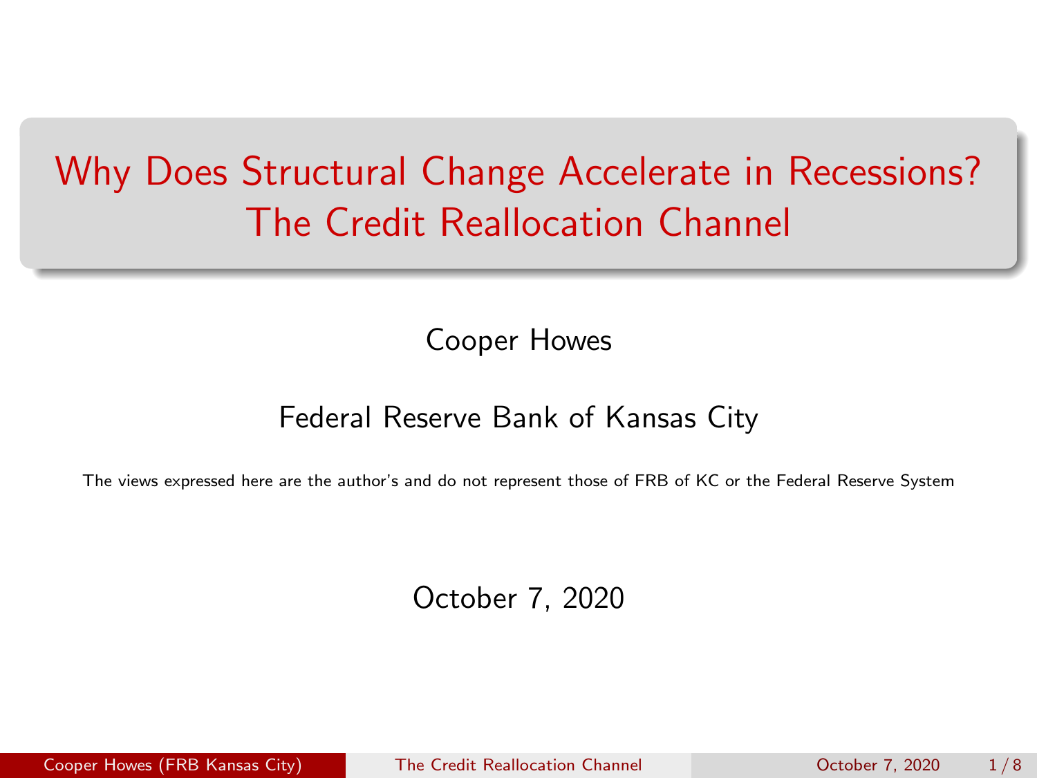# Why Does Structural Change Accelerate in Recessions? The Credit Reallocation Channel

Cooper Howes

Federal Reserve Bank of Kansas City

The views expressed here are the author's and do not represent those of FRB of KC or the Federal Reserve System

October 7, 2020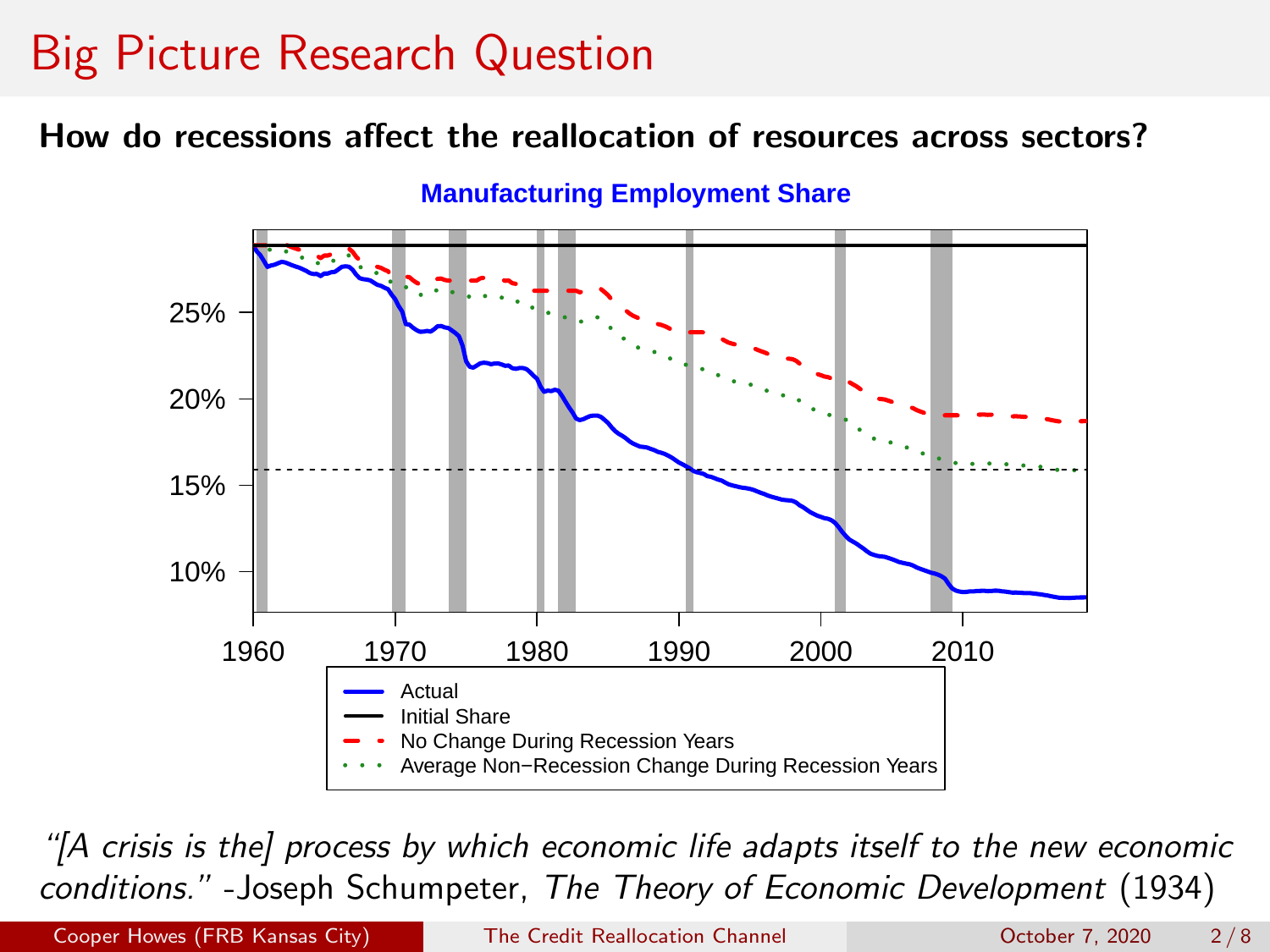# Big Picture Research Question

**How do recessions affect the reallocation of resources across sectors?**

**Manufacturing Employment Share**

- Actual
- Initial Share
- No Change During Recession Years
- Average Non−Recession Change During Recession Years

*"[A crisis is the] process by which economic life adapts itself to the new economic conditions."* -Joseph Schumpeter, *The Theory of Economic Development* (1934)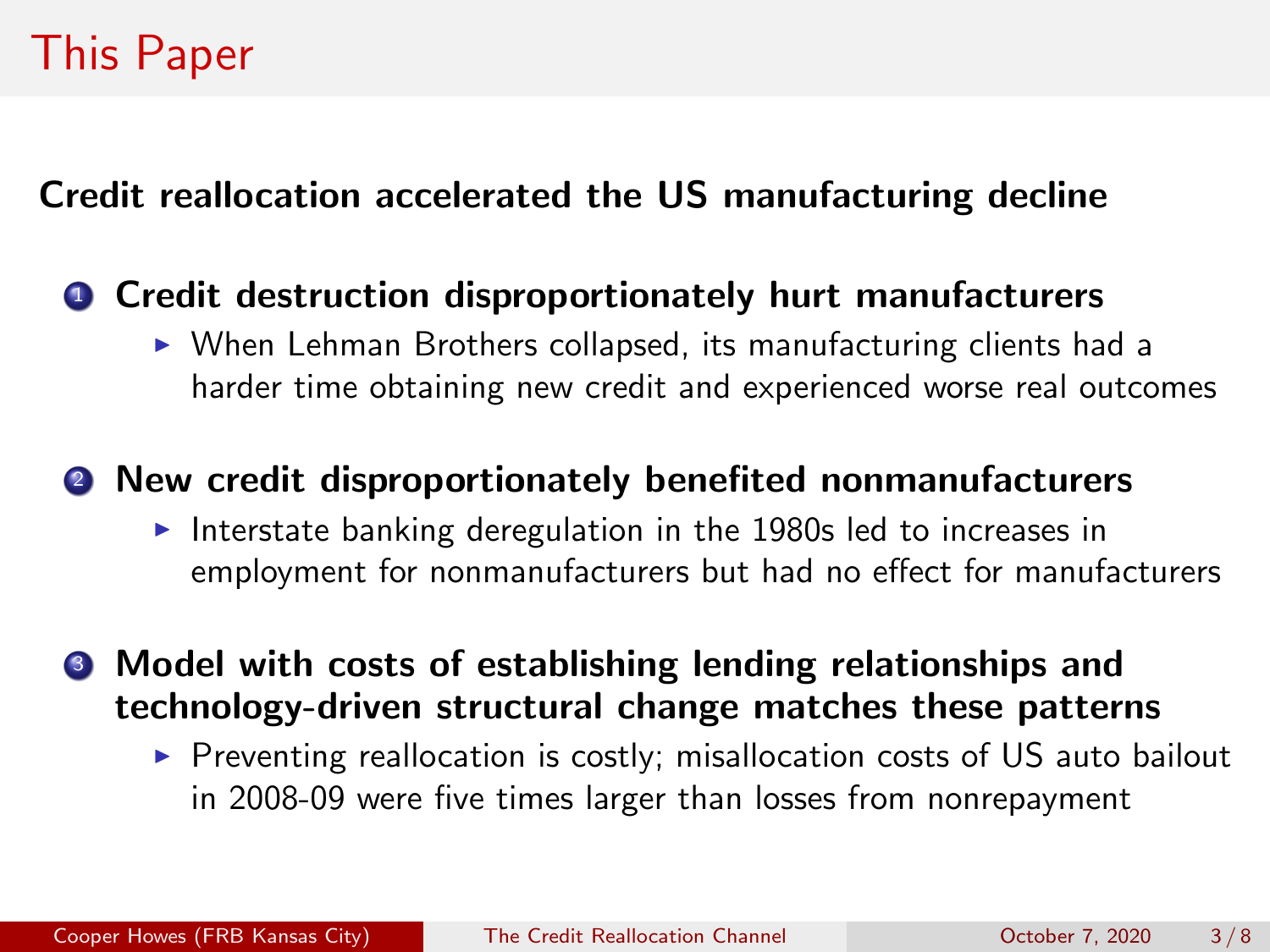# This Paper

**Credit reallocation accelerated the US manufacturing decline**

1. **Credit destruction disproportionately hurt manufacturers**
   - When Lehman Brothers collapsed, its manufacturing clients had a harder time obtaining new credit and experienced worse real outcomes
2. **New credit disproportionately benefited nonmanufacturers**
   - Interstate banking deregulation in the 1980s led to increases in employment for nonmanufacturers but had no effect for manufacturers
3. **Model with costs of establishing lending relationships and technology-driven structural change matches these patterns**
   - Preventing reallocation is costly; misallocation costs of US auto bailout in 2008-09 were five times larger than losses from nonrepayment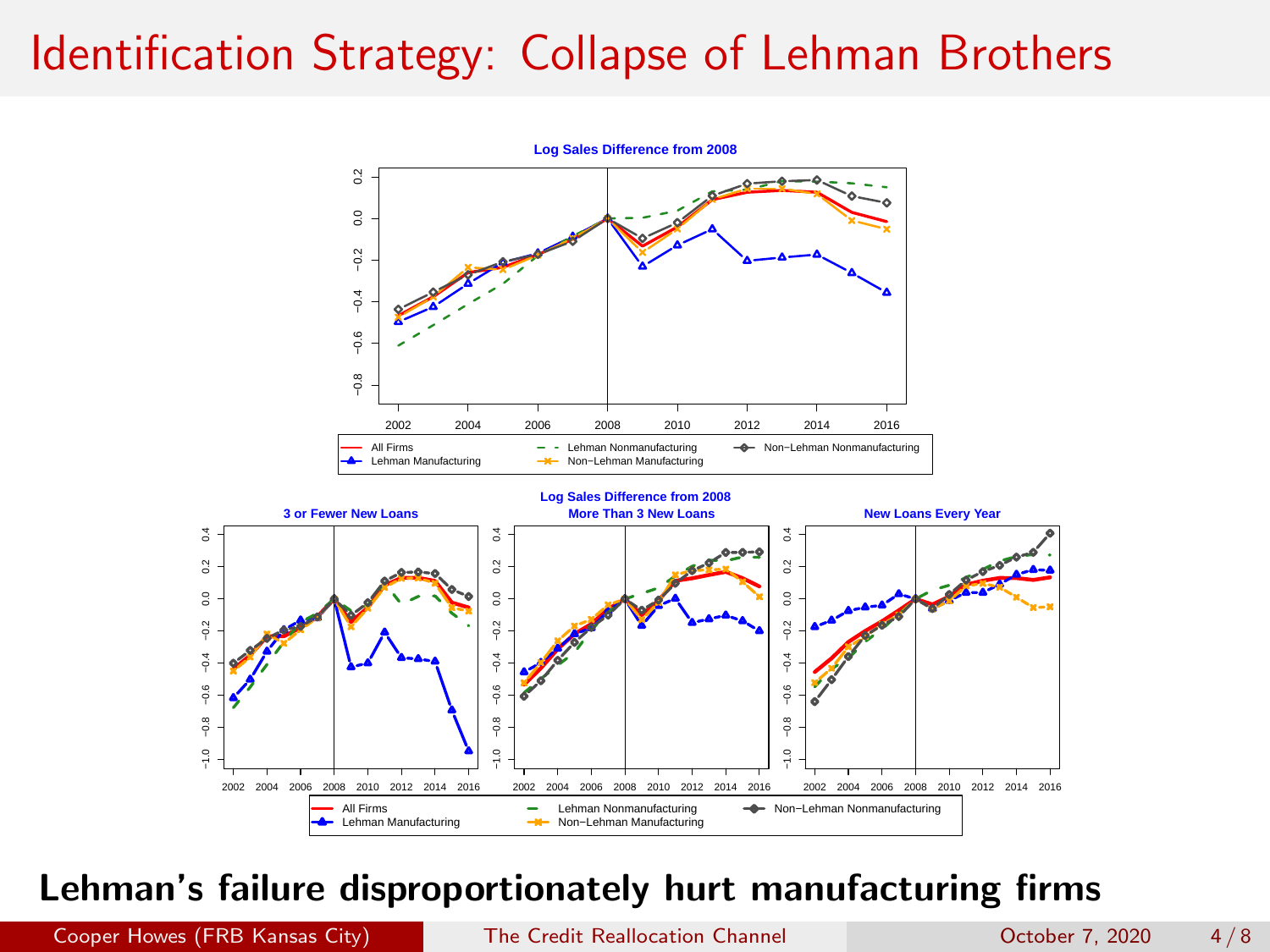# Identification Strategy: Collapse of Lehman Brothers

Log Sales Difference from 2008

0.2
0.0
−0.2
−0.4
−0.6
−0.8

2002 2004 2006 2008 2010 2012 2014 2016

All Firms
Lehman Manufacturing
Lehman Nonmanufacturing
Non−Lehman Manufacturing
Non−Lehman Nonmanufacturing

Log Sales Difference from 2008

3 or Fewer New Loans

More Than 3 New Loans

New Loans Every Year

0.4
0.2
0.0
−0.2
−0.4
−0.6
−0.8
−1.0

2002 2004 2006 2008 2010 2012 2014 2016

All Firms
Lehman Manufacturing
Lehman Nonmanufacturing
Non−Lehman Manufacturing
Non−Lehman Nonmanufacturing

**Lehman's failure disproportionately hurt manufacturing firms**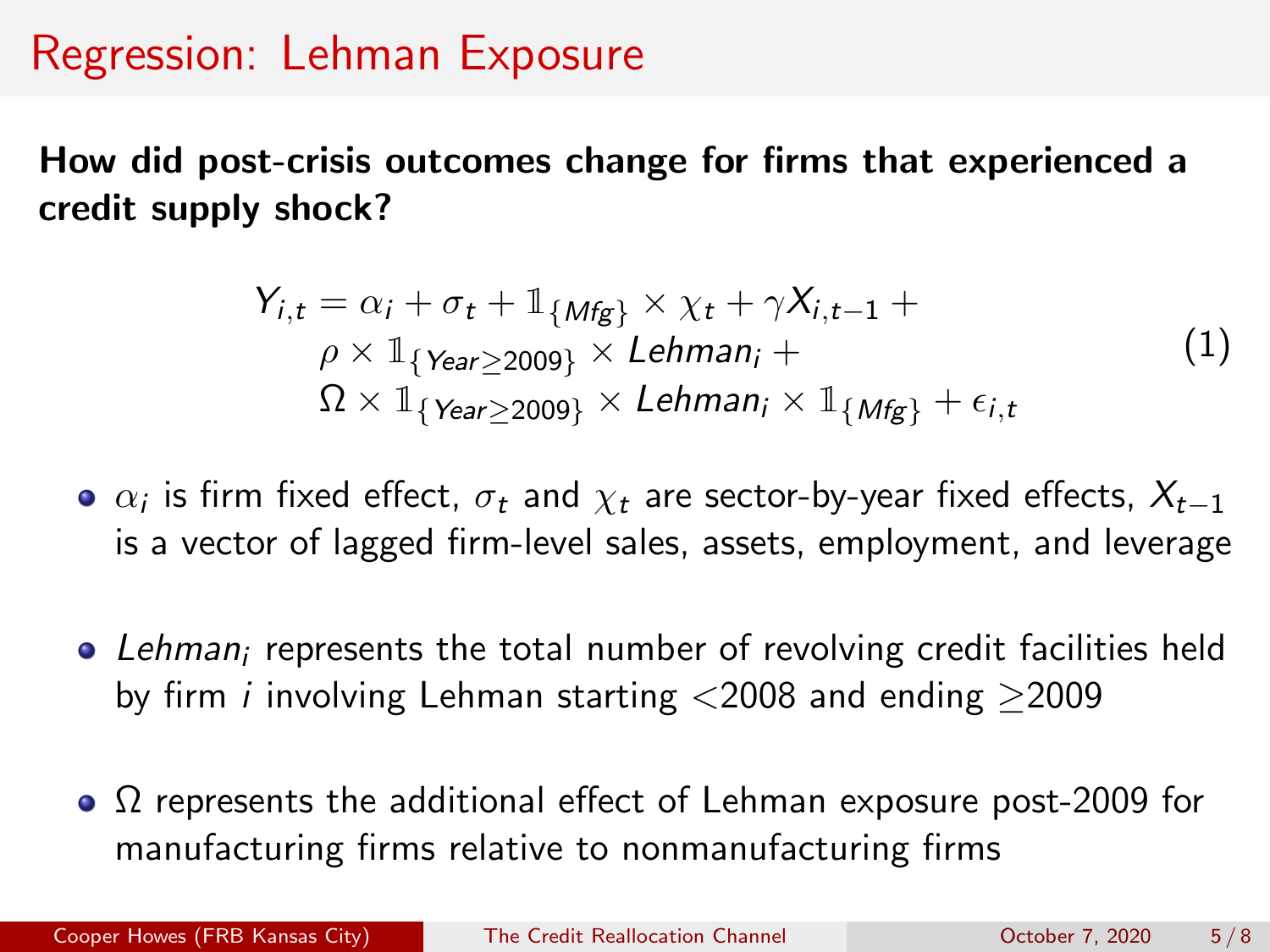# Regression: Lehman Exposure

**How did post-crisis outcomes change for firms that experienced a credit supply shock?**

$$
\begin{aligned}
Y_{i,t} = \alpha_i + \sigma_t + \mathbb{1}_{\{Mfg\}} \times \chi_t + \gamma X_{i,t-1} + \\
\rho \times \mathbb{1}_{\{Year \geq 2009\}} \times Lehman_i + \\
\Omega \times \mathbb{1}_{\{Year \geq 2009\}} \times Lehman_i \times \mathbb{1}_{\{Mfg\}} + \epsilon_{i,t}
\end{aligned} \tag{1}
$$

- $\alpha_i$ is firm fixed effect, $\sigma_t$ and $\chi_t$ are sector-by-year fixed effects, $X_{t-1}$ is a vector of lagged firm-level sales, assets, employment, and leverage
- $Lehman_i$ represents the total number of revolving credit facilities held by firm $i$ involving Lehman starting $<$2008 and ending $\geq$2009
- $\Omega$ represents the additional effect of Lehman exposure post-2009 for manufacturing firms relative to nonmanufacturing firms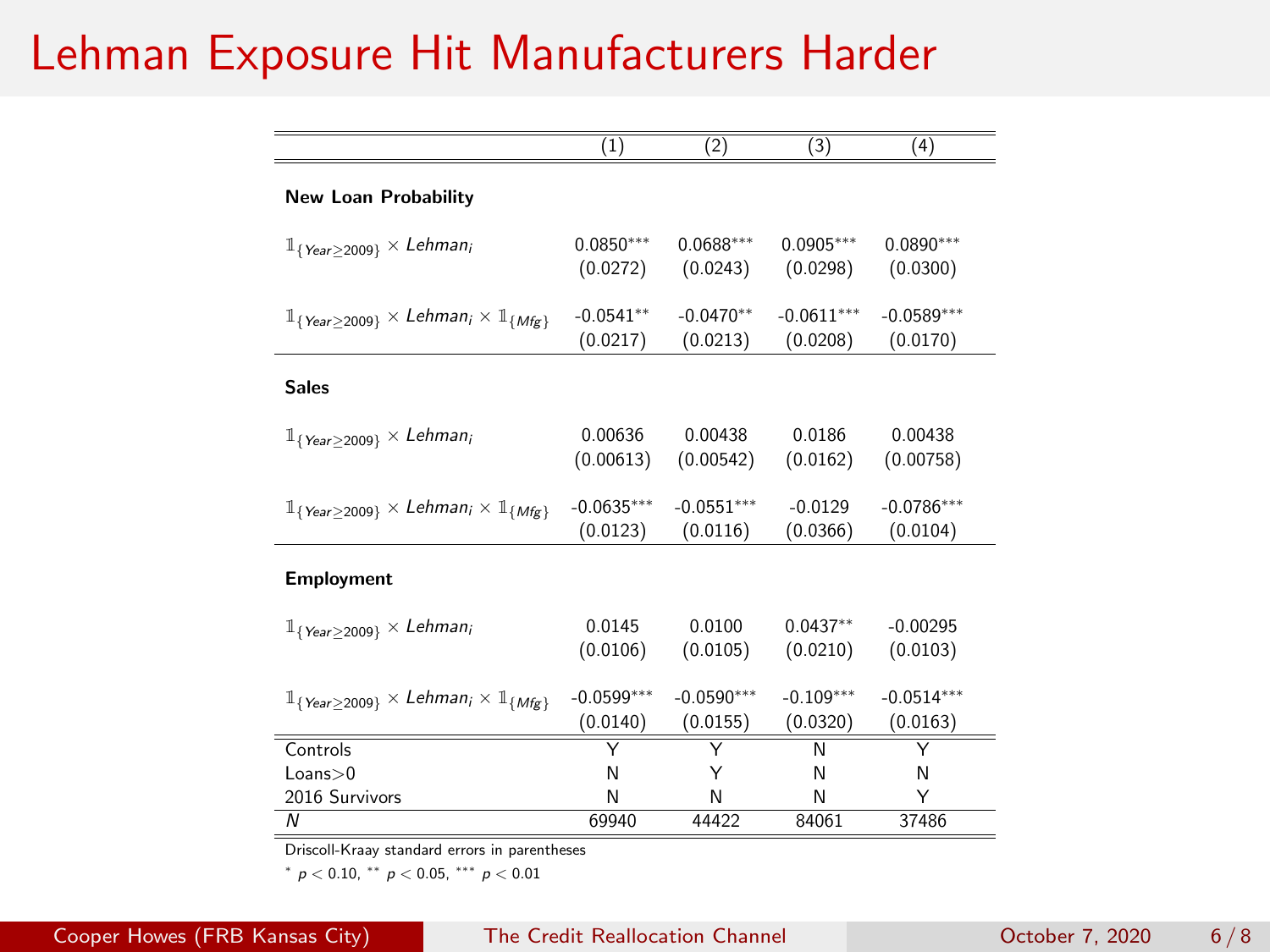# Lehman Exposure Hit Manufacturers Harder

| | (1) | (2) | (3) | (4) |
|---|---|---|---|---|
| **New Loan Probability** | | | | |
| $\mathbb{1}_{\{Year \geq 2009\}} \times Lehman_i$ | 0.0850*** | 0.0688*** | 0.0905*** | 0.0890*** |
| | (0.0272) | (0.0243) | (0.0298) | (0.0300) |
| $\mathbb{1}_{\{Year \geq 2009\}} \times Lehman_i \times \mathbb{1}_{\{Mfg\}}$ | -0.0541** | -0.0470** | -0.0611*** | -0.0589*** |
| | (0.0217) | (0.0213) | (0.0208) | (0.0170) |
| **Sales** | | | | |
| $\mathbb{1}_{\{Year \geq 2009\}} \times Lehman_i$ | 0.00636 | 0.00438 | 0.0186 | 0.00438 |
| | (0.00613) | (0.00542) | (0.0162) | (0.00758) |
| $\mathbb{1}_{\{Year \geq 2009\}} \times Lehman_i \times \mathbb{1}_{\{Mfg\}}$ | -0.0635*** | -0.0551*** | -0.0129 | -0.0786*** |
| | (0.0123) | (0.0116) | (0.0366) | (0.0104) |
| **Employment** | | | | |
| $\mathbb{1}_{\{Year \geq 2009\}} \times Lehman_i$ | 0.0145 | 0.0100 | 0.0437** | -0.00295 |
| | (0.0106) | (0.0105) | (0.0210) | (0.0103) |
| $\mathbb{1}_{\{Year \geq 2009\}} \times Lehman_i \times \mathbb{1}_{\{Mfg\}}$ | -0.0599*** | -0.0590*** | -0.109*** | -0.0514*** |
| | (0.0140) | (0.0155) | (0.0320) | (0.0163) |
| Controls | Y | Y | N | Y |
| Loans>0 | N | Y | N | N |
| 2016 Survivors | N | N | N | Y |
| $N$ | 69940 | 44422 | 84061 | 37486 |

Driscoll-Kraay standard errors in parentheses

* $p < 0.10$, ** $p < 0.05$, *** $p < 0.01$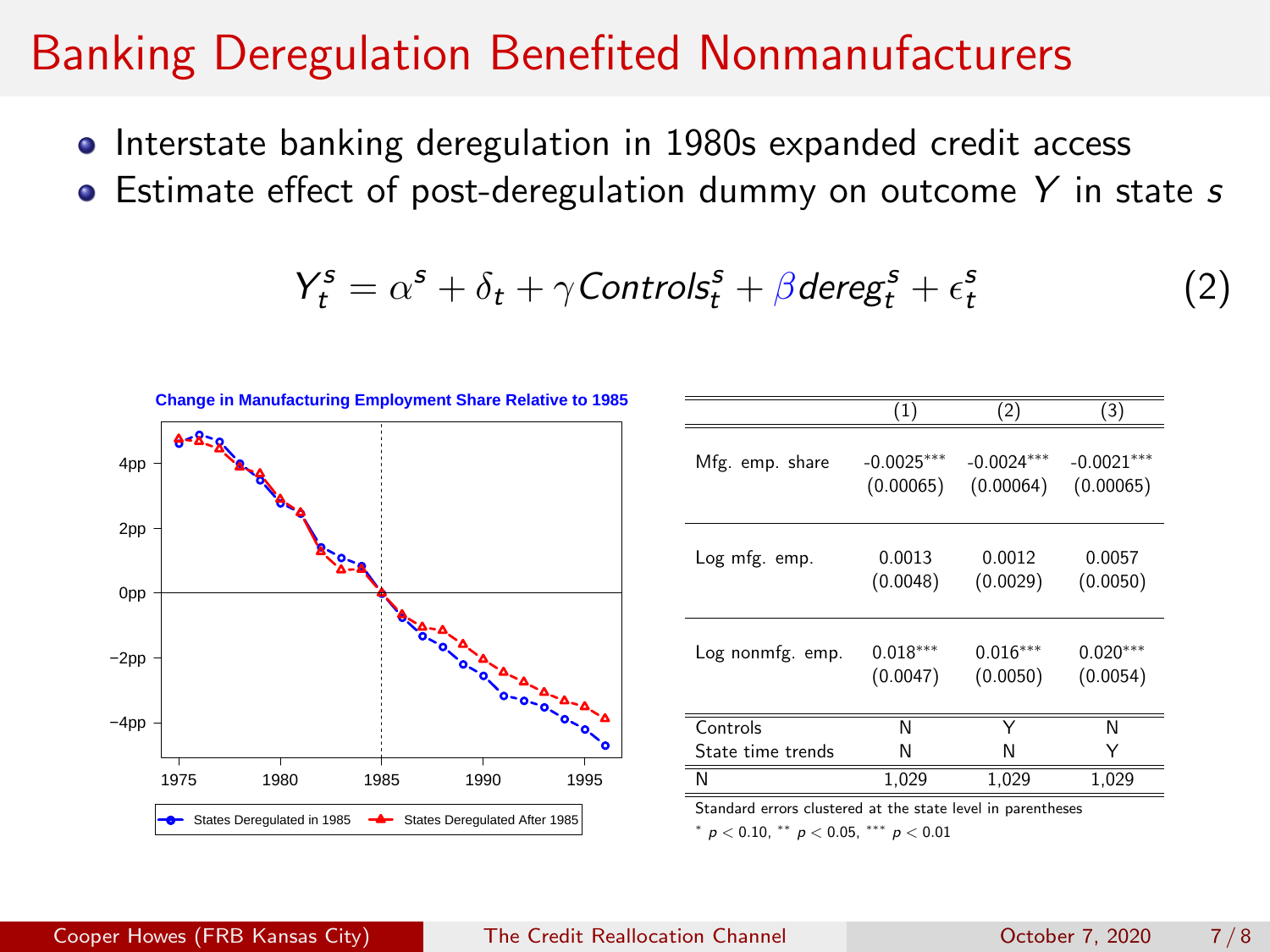# Banking Deregulation Benefited Nonmanufacturers

- Interstate banking deregulation in 1980s expanded credit access
- Estimate effect of post-deregulation dummy on outcome $Y$ in state $s$

$$Y_t^s = \alpha^s + \delta_t + \gamma Controls_t^s + \beta dereg_t^s + \epsilon_t^s \tag{2}$$

Change in Manufacturing Employment Share Relative to 1985

4pp
2pp
0pp
−2pp
−4pp

1975 1980 1985 1990 1995

States Deregulated in 1985
States Deregulated After 1985

| | (1) | (2) | (3) |
|---|---|---|---|
| Mfg. emp. share | -0.0025*** | -0.0024*** | -0.0021*** |
| | (0.00065) | (0.00064) | (0.00065) |
| Log mfg. emp. | 0.0013 | 0.0012 | 0.0057 |
| | (0.0048) | (0.0029) | (0.0050) |
| Log nonmfg. emp. | 0.018*** | 0.016*** | 0.020*** |
| | (0.0047) | (0.0050) | (0.0054) |
| Controls | N | Y | N |
| State time trends | N | N | Y |
| N | 1,029 | 1,029 | 1,029 |

Standard errors clustered at the state level in parentheses

* $p < 0.10$, ** $p < 0.05$, *** $p < 0.01$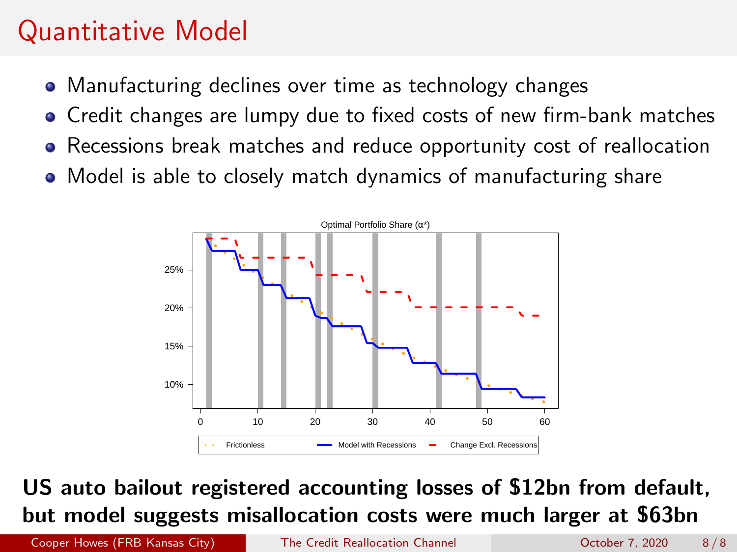# Quantitative Model

- Manufacturing declines over time as technology changes
- Credit changes are lumpy due to fixed costs of new firm-bank matches
- Recessions break matches and reduce opportunity cost of reallocation
- Model is able to closely match dynamics of manufacturing share

Optimal Portfolio Share (α*)

25%
20%
15%
10%

0 10 20 30 40 50 60

Frictionless
Model with Recessions
Change Excl. Recessions

**US auto bailout registered accounting losses of $12bn from default, but model suggests misallocation costs were much larger at $63bn**